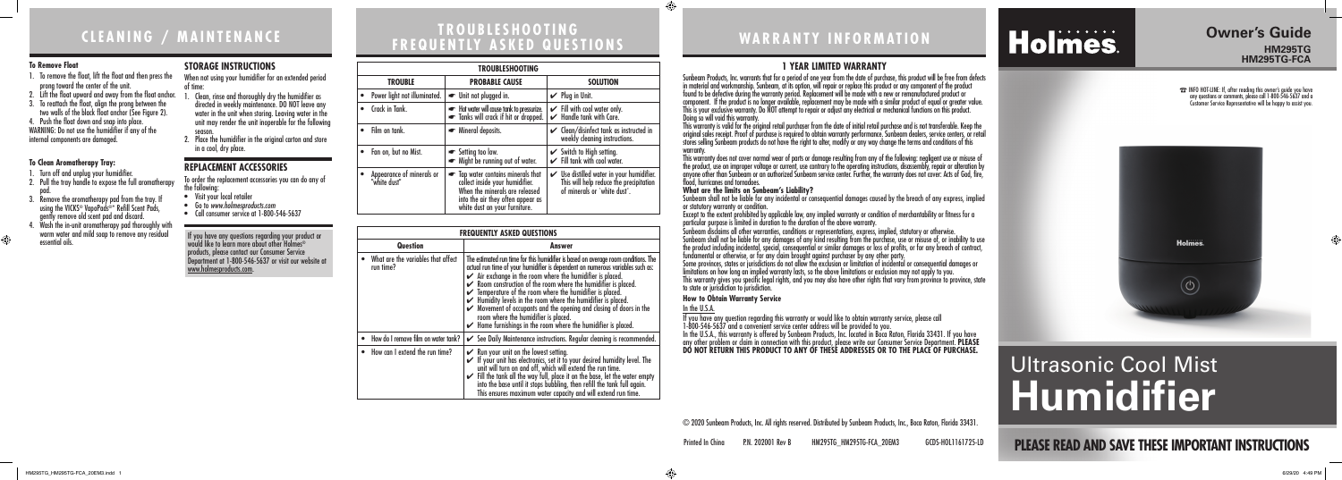# CLEANING / MAINTENANCE

### To Remove Float

1. To remove the float, lift the float and then press the prong toward the center of the unit.
2. Lift the float upward and away from the float anchor.
3. To reattach the float, align the prong between the two walls of the black float anchor (See Figure 2).
4. Push the float down and snap into place.

WARNING: Do not use the humidifier if any of the internal components are damaged.

### To Clean Aromatherapy Tray:

1. Turn off and unplug your humidifier.
2. Pull the tray handle to expose the full aromatherapy pad.
3. Remove the aromatherapy pad from the tray. If using the VICKS® VapoPads®* Refill Scent Pads, gently remove old scent pad and discard.
4. Wash the in-unit aromatherapy pad thoroughly with warm water and mild soap to remove any residual essential oils.

## STORAGE INSTRUCTIONS

When not using your humidifier for an extended period of time:

1. Clean, rinse and thoroughly dry the humidifier as directed in weekly maintenance. DO NOT leave any water in the unit when storing. Leaving water in the unit may render the unit inoperable for the following season.
2. Place the humidifier in the original carton and store in a cool, dry place.

## REPLACEMENT ACCESSORIES

To order the replacement accessories you can do any of the following:

- Visit your local retailer
- Go to *www.holmesproducts.com*
- Call consumer service at 1-800-546-5637

If you have any questions regarding your product or would like to learn more about other Holmes® products, please contact our Consumer Service Department at 1-800-546-5637 or visit our website at www.holmesproducts.com.

# TROUBLESHOOTING FREQUENTLY ASKED QUESTIONS

| TROUBLESHOOTING | | |
|---|---|---|
| **TROUBLE** | **PROBABLE CAUSE** | **SOLUTION** |
| • Power light not illuminated. | ☛ Unit not plugged in. | ✔ Plug in Unit. |
| • Crack in Tank. | ☛ Hot water will cause tank to pressurize. ☛ Tanks will crack if hit or dropped. | ✔ Fill with cool water only. ✔ Handle tank with Care. |
| • Film on tank. | ☛ Mineral deposits. | ✔ Clean/disinfect tank as instructed in weekly cleaning instructions. |
| • Fan on, but no Mist. | ☛ Setting too low. ☛ Might be running out of water. | ✔ Switch to High setting. ✔ Fill tank with cool water. |
| • Appearance of minerals or "white dust" | ☛ Tap water contains minerals that collect inside your humidifier. When the minerals are released into the air they often appear as white dust on your furniture. | ✔ Use distilled water in your humidifier. This will help reduce the precipitation of minerals or 'white dust'. |

| FREQUENTLY ASKED QUESTIONS | |
|---|---|
| **Question** | **Answer** |
| • What are the variables that affect run time? | The estimated run time for this humidifier is based on average room conditions. The actual run time of your humidifier is dependent on numerous variables such as: ✔ Air exchange in the room where the humidifier is placed. ✔ Room construction of the room where the humidifier is placed. ✔ Temperature of the room where the humidifier is placed. ✔ Humidity levels in the room where the humidifier is placed. ✔ Movement of occupants and the opening and closing of doors in the room where the humidifier is placed. ✔ Home furnishings in the room where the humidifier is placed. |
| • How do I remove film on water tank? | ✔ See Daily Maintenance instructions. Regular cleaning is recommended. |
| • How can I extend the run time? | ✔ Run your unit on the lowest setting. ✔ If your unit has electronics, set it to your desired humidity level. The unit will turn on and off, which will extend the run time. ✔ Fill the tank all the way full, place it on the base, let the water empty into the base until it stops bubbling, then refill the tank full again. This ensures maximum water capacity and will extend run time. |

# WARRANTY INFORMATION

## 1 YEAR LIMITED WARRANTY

Sunbeam Products, Inc. warrants that for a period of one year from the date of purchase, this product will be free from defects in material and workmanship. Sunbeam, at its option, will repair or replace this product or any component of the product found to be defective during the warranty period. Replacement will be made with a new or remanufactured product or component. If the product is no longer available, replacement may be made with a similar product of equal or greater value. This is your exclusive warranty. Do NOT attempt to repair or adjust any electrical or mechanical functions on this product. Doing so will void this warranty.

This warranty is valid for the original retail purchaser from the date of initial retail purchase and is not transferable. Keep the original sales receipt. Proof of purchase is required to obtain warranty performance. Sunbeam dealers, service centers, or retail stores selling Sunbeam products do not have the right to alter, modify or any way change the terms and conditions of this warranty.

This warranty does not cover normal wear of parts or damage resulting from any of the following: negligent use or misuse of the product, use on improper voltage or current, use contrary to the operating instructions, disassembly, repair or alteration by anyone other than Sunbeam or an authorized Sunbeam service center. Further, the warranty does not cover: Acts of God, fire, flood, hurricanes and tornadoes.

**What are the limits on Sunbeam's Liability?**

Sunbeam shall not be liable for any incidental or consequential damages caused by the breach of any express, implied or statutory warranty or condition.

Except to the extent prohibited by applicable law, any implied warranty or condition of merchantability or fitness for a particular purpose is limited in duration to the duration of the above warranty.

Sunbeam disclaims all other warranties, conditions or representations, express, implied, statutory or otherwise.

Sunbeam shall not be liable for any damages of any kind resulting from the purchase, use or misuse of, or inability to use the product including incidental, special, consequential or similar damages or loss of profits, or for any breach of contract, fundamental or otherwise, or for any claim brought against purchaser by any other party.

Some provinces, states or jurisdictions do not allow the exclusion or limitation of incidental or consequential damages or limitations on how long an implied warranty lasts, so the above limitations or exclusion may not apply to you.

This warranty gives you specific legal rights, and you may also have other rights that vary from province to province, state to state or jurisdiction to jurisdiction.

**How to Obtain Warranty Service**

In the U.S.A.

If you have any question regarding this warranty or would like to obtain warranty service, please call 1-800-546-5637 and a convenient service center address will be provided to you.

In the U.S.A., this warranty is offered by Sunbeam Products, Inc. located in Boca Raton, Florida 33431. If you have any other problem or claim in connection with this product, please write our Consumer Service Department. **PLEASE DO NOT RETURN THIS PRODUCT TO ANY OF THESE ADDRESSES OR TO THE PLACE OF PURCHASE.**

© 2020 Sunbeam Products, Inc. All rights reserved. Distributed by Sunbeam Products, Inc., Boca Raton, Florida 33431.

Printed In China P.N. 202001 Rev B HM295TG_HM295TG-FCA_20EM3 GCDS-HOL1161725-LD

# Holmes.

## Owner's Guide

**HM295TG**
**HM295TG-FCA**

☎ INFO HOT-LINE: If, after reading this owner's guide you have any questions or comments, please call 1-800-546-5637 and a Customer Service Representative will be happy to assist you.

# Ultrasonic Cool Mist Humidifier

**PLEASE READ AND SAVE THESE IMPORTANT INSTRUCTIONS**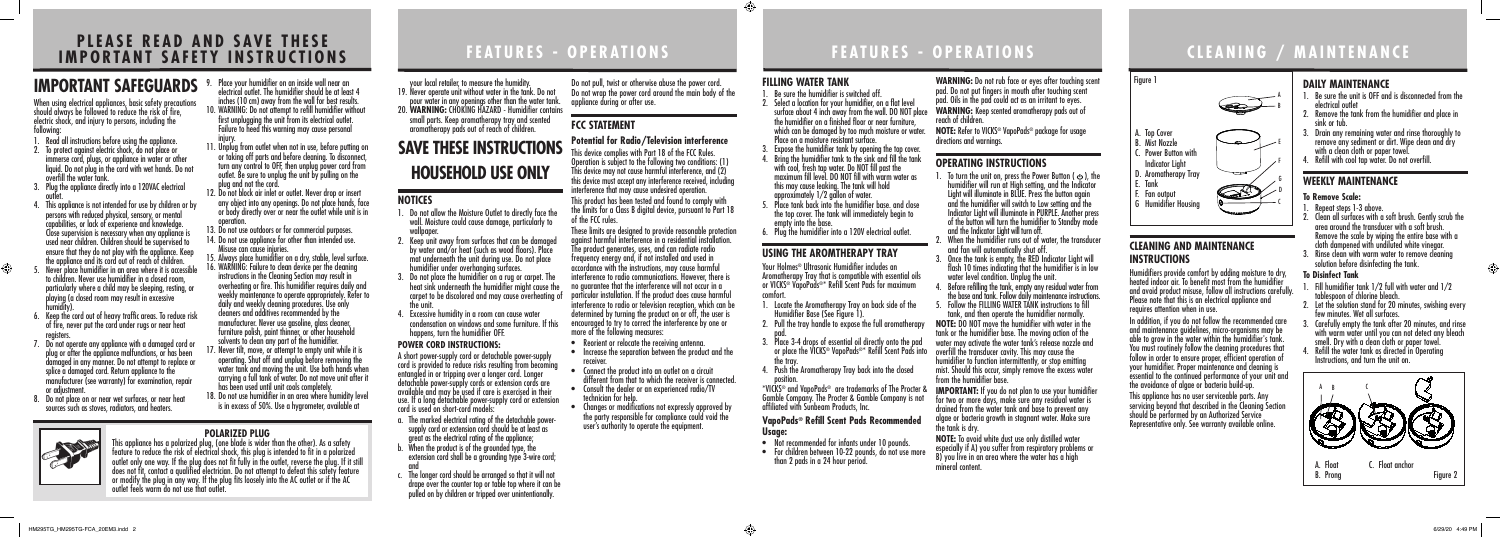# PLEASE READ AND SAVE THESE IMPORTANT SAFETY INSTRUCTIONS

## IMPORTANT SAFEGUARDS

When using electrical appliances, basic safety precautions should always be followed to reduce the risk of fire, electric shock, and injury to persons, including the following:

1. Read all instructions before using the appliance.
2. To protect against electric shock, do not place or immerse cord, plugs, or appliance in water or other liquid. Do not plug in the cord with wet hands. Do not overfill the water tank.
3. Plug the appliance directly into a 120VAC electrical outlet.
4. This appliance is not intended for use by children or by persons with reduced physical, sensory, or mental capabilities, or lack of experience and knowledge. Close supervision is necessary when any appliance is used near children. Children should be supervised to ensure that they do not play with the appliance. Keep the appliance and its cord out of reach of children.
5. Never place humidifier in an area where it is accessible to children. Never use humidifier in a closed room, particularly where a child may be sleeping, resting, or playing (a closed room may result in excessive humidity).
6. Keep the cord out of heavy traffic areas. To reduce risk of fire, never put the cord under rugs or near heat registers.
7. Do not operate any appliance with a damaged cord or plug or after the appliance malfunctions, or has been damaged in any manner. Do not attempt to replace or splice a damaged cord. Return appliance to the manufacturer (see warranty) for examination, repair or adjustment.
8. Do not place on or near wet surfaces, or near heat sources such as stoves, radiators, and heaters.
9. Place your humidifier on an inside wall near an electrical outlet. The humidifier should be at least 4 inches (10 cm) away from the wall for best results.
10. WARNING: Do not attempt to refill humidifier without first unplugging the unit from its electrical outlet. Failure to heed this warning may cause personal injury.
11. Unplug from outlet when not in use, before putting on or taking off parts and before cleaning. To disconnect, turn any control to OFF, then unplug power cord from outlet. Be sure to unplug the unit by pulling on the plug and not the cord.
12. Do not block air inlet or outlet. Never drop or insert any object into any openings. Do not place hands, face or body directly over or near the outlet while unit is in operation.
13. Do not use outdoors or for commercial purposes.
14. Do not use appliance for other than intended use. Misuse can cause injuries.
15. Always place humidifier on a dry, stable, level surface.
16. WARNING: Failure to clean device per the cleaning instructions in the Cleaning Section may result in overheating or fire. This humidifier requires daily and weekly maintenance to operate appropriately. Refer to daily and weekly cleaning procedures. Use only cleaners and additives recommended by the manufacturer. Never use gasoline, glass cleaner, furniture polish, paint thinner, or other household solvents to clean any part of the humidifier.
17. Never tilt, move, or attempt to empty unit while it is operating. Shut off and unplug before removing the water tank and moving the unit. Use both hands when carrying a full tank of water. Do not move unit after it has been used until unit cools completely.
18. Do not use humidifier in an area where humidity level is in excess of 50%. Use a hygrometer, available at your local retailer, to measure the humidity.
19. Never operate unit without water in the tank. Do not pour water in any openings other than the water tank.
20. **WARNING:** CHOKING HAZARD - Humidifier contains small parts. Keep aromatherapy tray and scented aromatherapy pads out of reach of children.

### POLARIZED PLUG

This appliance has a polarized plug, (one blade is wider than the other). As a safety feature to reduce the risk of electrical shock, this plug is intended to fit in a polarized outlet only one way. If the plug does not fit fully in the outlet, reverse the plug. If it still does not fit, contact a qualified electrician. Do not attempt to defeat this safety feature or modify the plug in any way. If the plug fits loosely into the AC outlet or if the AC outlet feels warm do not use that outlet.

## SAVE THESE INSTRUCTIONS HOUSEHOLD USE ONLY

### NOTICES

1. Do not allow the Moisture Outlet to directly face the wall. Moisture could cause damage, particularly to wallpaper.
2. Keep unit away from surfaces that can be damaged by water and/or heat (such as wood floors). Place mat underneath the unit during use. Do not place humidifier under overhanging surfaces.
3. Do not place the humidifier on a rug or carpet. The heat sink underneath the humidifier might cause the carpet to be discolored and may cause overheating of the unit.
4. Excessive humidity in a room can cause water condensation on windows and some furniture. If this happens, turn the humidifier OFF.

### POWER CORD INSTRUCTIONS:

A short power-supply cord or detachable power-supply cord is provided to reduce risks resulting from becoming entangled in or tripping over a longer cord. Longer detachable power-supply cords or extension cords are available and may be used if care is exercised in their use. If a long detachable power-supply cord or extension cord is used on short-cord models:

a. The marked electrical rating of the detachable power-supply cord or extension cord should be at least as great as the electrical rating of the appliance;
b. When the product is of the grounded type, the extension cord shall be a grounding type 3-wire cord; and
c. The longer cord should be arranged so that it will not drape over the counter top or table top where it can be pulled on by children or tripped over unintentionally.

Do not pull, twist or otherwise abuse the power cord. Do not wrap the power cord around the main body of the appliance during or after use.

### FCC STATEMENT

**Potential for Radio/Television interference**

This device complies with Part 18 of the FCC Rules. Operation is subject to the following two conditions: (1) This device may not cause harmful interference, and (2) this device must accept any interference received, including interference that may cause undesired operation.

This product has been tested and found to comply with the limits for a Class B digital device, pursuant to Part 18 of the FCC rules.

These limits are designed to provide reasonable protection against harmful interference in a residential installation. The product generates, uses, and can radiate radio frequency energy and, if not installed and used in accordance with the instructions, may cause harmful interference to radio communications. However, there is no guarantee that the interference will not occur in a particular installation. If the product does cause harmful interference to radio or television reception, which can be determined by turning the product on or off, the user is encouraged to try to correct the interference by one or more of the following measures:

- Reorient or relocate the receiving antenna.
- Increase the separation between the product and the receiver.
- Connect the product into an outlet on a circuit different from that to which the receiver is connected.
- Consult the dealer or an experienced radio/TV technician for help.
- Changes or modifications not expressly approved by the party responsible for compliance could void the user's authority to operate the equipment.

# FEATURES - OPERATIONS

### FILLING WATER TANK

1. Be sure the humidifier is switched off.
2. Select a location for your humidifier, on a flat level surface about 4 inch away from the wall. DO NOT place the humidifier on a finished floor or near furniture, which can be damaged by too much moisture or water. Place on a moisture resistant surface.
3. Expose the humidifier tank by opening the top cover.
4. Bring the humidifier tank to the sink and fill the tank with cool, fresh tap water. Do NOT fill past the maximum fill level. DO NOT fill with warm water as this may cause leaking. The tank will hold approximately 1/2 gallon of water.
5. Place tank back into the humidifier base. and close the top cover. The tank will immediately begin to empty into the base.
6. Plug the humidifier into a 120V electrical outlet.

### USING THE AROMTHERAPY TRAY

Your Holmes® Ultrasonic Humidifier includes an Aromatherapy Tray that is compatible with essential oils or VICKS® VapoPads®* Refill Scent Pads for maximum comfort.

1. Locate the Aromatherapy Tray on back side of the Humidifier Base (See Figure 1).
2. Pull the tray handle to expose the full aromatherapy pad.
3. Place 3-4 drops of essential oil directly onto the pad or place the VICKS® VapoPads®* Refill Scent Pads into the tray.
4. Push the Aromatherapy Tray back into the closed position.

*VICKS® and VapoPads® are trademarks of The Procter & Gamble Company. The Procter & Gamble Company is not affiliated with Sunbeam Products, Inc.

**VapoPads® Refill Scent Pads Recommended Usage:**

- Not recommended for infants under 10 pounds.
- For children between 10-22 pounds, do not use more than 2 pads in a 24 hour period.

**WARNING:** Do not rub face or eyes after touching scent pad. Do not put fingers in mouth after touching scent pad. Oils in the pad could act as an irritant to eyes.
**WARNING:** Keep scented aromatherapy pads out of reach of children.

**NOTE:** Refer to VICKS® VapoPads® package for usage directions and warnings.

### OPERATING INSTRUCTIONS

1. To turn the unit on, press the Power Button ( ⏻ ), the humidifier will run at High setting, and the Indicator Light will illuminate in BLUE. Press the button again and the humidifier will switch to Low setting and the Indicator Light will illuminate in PURPLE. Another press of the button will turn the humidifier to Standby mode and the Indicator Light will turn off.
2. When the humidifier runs out of water, the transducer and fan will automatically shut off.
3. Once the tank is empty, the RED Indicator Light will flash 10 times indicating that the humidifier is in low water level condition. Unplug the unit.
4. Before refilling the tank, empty any residual water from the base and tank. Follow daily maintenance instructions.
5. Follow the FILLING WATER TANK instructions to fill tank, and then operate the humidifier normally.

**NOTE:** DO NOT move the humidifier with water in the tank or the humidifier base. The moving action of the water may activate the water tank's release nozzle and overfill the transducer cavity. This may cause the humidifier to function intermittently, or stop emitting mist. Should this occur, simply remove the excess water from the humidifier base.

**IMPORTANT:** If you do not plan to use your humidifier for two or more days, make sure any residual water is drained from the water tank and base to prevent any algae or bacteria growth in stagnant water. Make sure the tank is dry.

**NOTE:** To avoid white dust use only distilled water especially if A) you suffer from respiratory problems or B) you live in an area where the water has a high mineral content.

# CLEANING / MAINTENANCE

Figure 1

A. Top Cover
B. Mist Nozzle
C. Power Button with Indicator Light
D. Aromatherapy Tray
E. Tank
F. Fan output
G. Humidifier Housing

### CLEANING AND MAINTENANCE INSTRUCTIONS

Humidifiers provide comfort by adding moisture to dry, heated indoor air. To benefit most from the humidifier and avoid product misuse, follow all instructions carefully. Please note that this is an electrical appliance and requires attention when in use.

In addition, if you do not follow the recommended care and maintenance guidelines, micro-organisms may be able to grow in the water within the humidifier's tank. You must routinely follow the cleaning procedures that follow in order to ensure proper, efficient operation of your humidifier. Proper maintenance and cleaning is essential to the continued performance of your unit and the avoidance of algae or bacteria build-up.

This appliance has no user serviceable parts. Any servicing beyond that described in the Cleaning Section should be performed by an Authorized Service Representative only. See warranty available online.

### DAILY MAINTENANCE

1. Be sure the unit is OFF and is disconnected from the electrical outlet
2. Remove the tank from the humidifier and place in sink or tub.
3. Drain any remaining water and rinse thoroughly to remove any sediment or dirt. Wipe clean and dry with a clean cloth or paper towel.
4. Refill with cool tap water. Do not overfill.

### WEEKLY MAINTENANCE

**To Remove Scale:**

1. Repeat steps 1-3 above.
2. Clean all surfaces with a soft brush. Gently scrub the area around the transducer with a soft brush. Remove the scale by wiping the entire base with a cloth dampened with undiluted white vinegar.
3. Rinse clean with warm water to remove cleaning solution before disinfecting the tank.

**To Disinfect Tank**

1. Fill humidifier tank 1/2 full with water and 1/2 tablespoon of chlorine bleach.
2. Let the solution stand for 20 minutes, swishing every few minutes. Wet all surfaces.
3. Carefully empty the tank after 20 minutes, and rinse with warm water until you can not detect any bleach smell. Dry with a clean cloth or paper towel.
4. Refill the water tank as directed in Operating Instructions, and turn the unit on.

A. Float
B. Prong
C. Float anchor

Figure 2